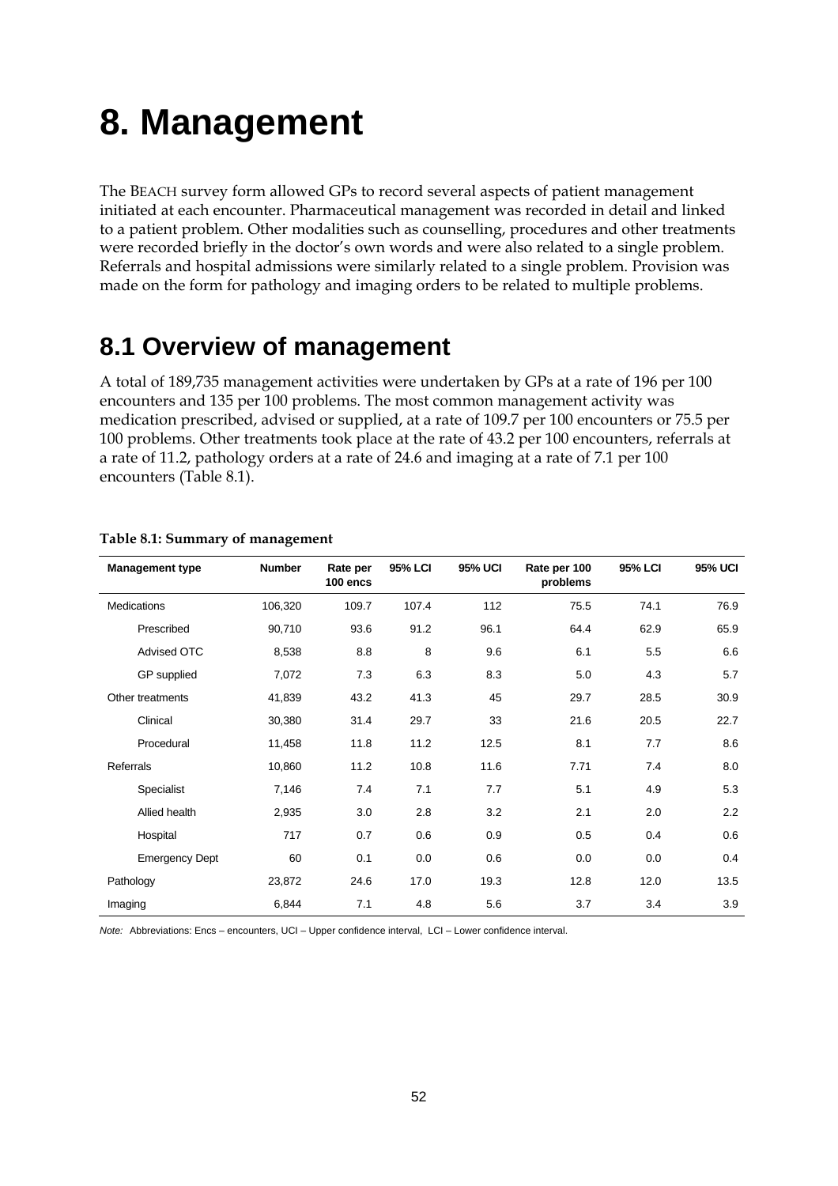# 8. Management

The BEACH survey form allowed GPs to record several aspects of patient management initiated at each encounter. Pharmaceutical management was recorded in detail and linked to a patient problem. Other modalities such as counselling, procedures and other treatments were recorded briefly in the doctor's own words and were also related to a single problem. Referrals and hospital admissions were similarly related to a single problem. Provision was made on the form for pathology and imaging orders to be related to multiple problems.

## 8.1 Overview of management

A total of 189,735 management activities were undertaken by GPs at a rate of 196 per 100 encounters and 135 per 100 problems. The most common management activity was medication prescribed, advised or supplied, at a rate of 109.7 per 100 encounters or 75.5 per 100 problems. Other treatments took place at the rate of 43.2 per 100 encounters, referrals at a rate of 11.2, pathology orders at a rate of 24.6 and imaging at a rate of 7.1 per 100 encounters (Table 8.1).

**Table 8.1: Summary of management**

| Management type | Number | Rate per 100 encs | 95% LCI | 95% UCI | Rate per 100 problems | 95% LCI | 95% UCI |
|---|---|---|---|---|---|---|---|
| Medications | 106,320 | 109.7 | 107.4 | 112 | 75.5 | 74.1 | 76.9 |
| Prescribed | 90,710 | 93.6 | 91.2 | 96.1 | 64.4 | 62.9 | 65.9 |
| Advised OTC | 8,538 | 8.8 | 8 | 9.6 | 6.1 | 5.5 | 6.6 |
| GP supplied | 7,072 | 7.3 | 6.3 | 8.3 | 5.0 | 4.3 | 5.7 |
| Other treatments | 41,839 | 43.2 | 41.3 | 45 | 29.7 | 28.5 | 30.9 |
| Clinical | 30,380 | 31.4 | 29.7 | 33 | 21.6 | 20.5 | 22.7 |
| Procedural | 11,458 | 11.8 | 11.2 | 12.5 | 8.1 | 7.7 | 8.6 |
| Referrals | 10,860 | 11.2 | 10.8 | 11.6 | 7.71 | 7.4 | 8.0 |
| Specialist | 7,146 | 7.4 | 7.1 | 7.7 | 5.1 | 4.9 | 5.3 |
| Allied health | 2,935 | 3.0 | 2.8 | 3.2 | 2.1 | 2.0 | 2.2 |
| Hospital | 717 | 0.7 | 0.6 | 0.9 | 0.5 | 0.4 | 0.6 |
| Emergency Dept | 60 | 0.1 | 0.0 | 0.6 | 0.0 | 0.0 | 0.4 |
| Pathology | 23,872 | 24.6 | 17.0 | 19.3 | 12.8 | 12.0 | 13.5 |
| Imaging | 6,844 | 7.1 | 4.8 | 5.6 | 3.7 | 3.4 | 3.9 |

*Note:* Abbreviations: Encs – encounters, UCI – Upper confidence interval, LCI – Lower confidence interval.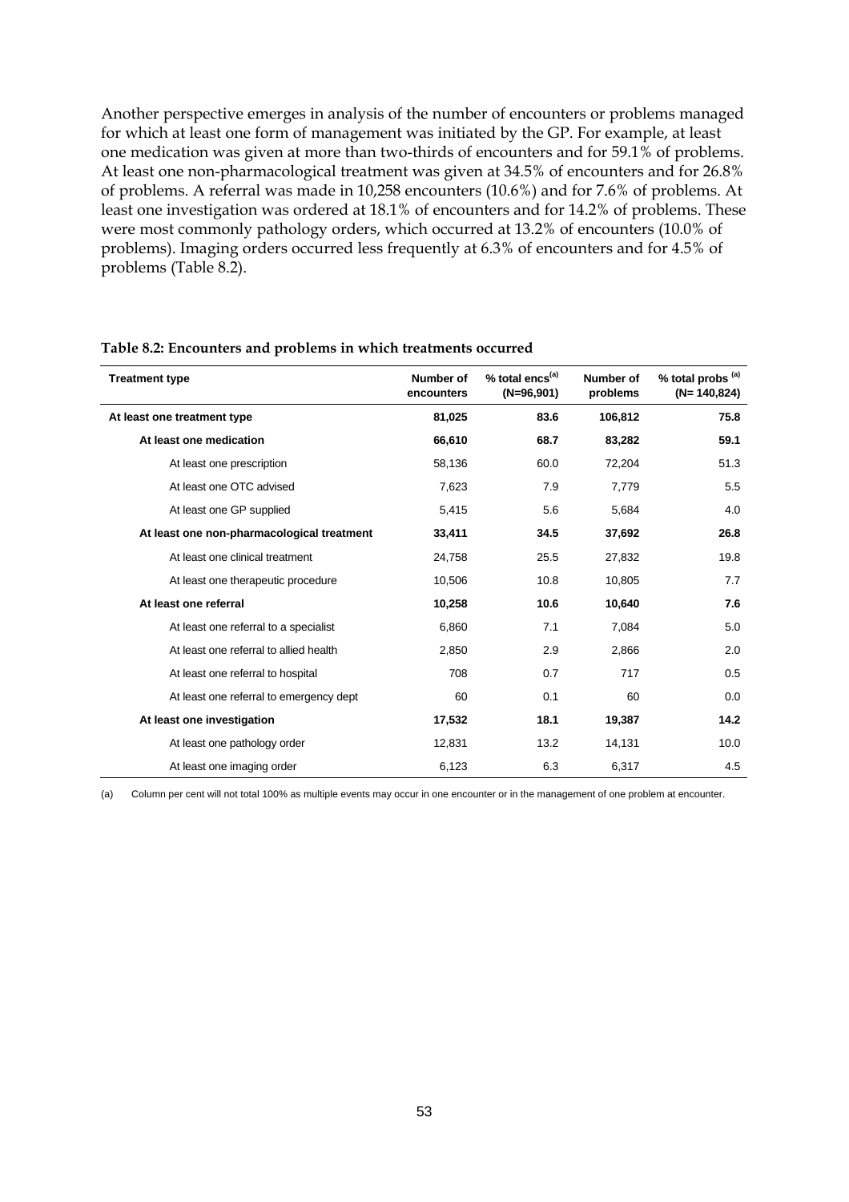Another perspective emerges in analysis of the number of encounters or problems managed for which at least one form of management was initiated by the GP. For example, at least one medication was given at more than two-thirds of encounters and for 59.1% of problems. At least one non-pharmacological treatment was given at 34.5% of encounters and for 26.8% of problems. A referral was made in 10,258 encounters (10.6%) and for 7.6% of problems. At least one investigation was ordered at 18.1% of encounters and for 14.2% of problems. These were most commonly pathology orders, which occurred at 13.2% of encounters (10.0% of problems). Imaging orders occurred less frequently at 6.3% of encounters and for 4.5% of problems (Table 8.2).

**Table 8.2: Encounters and problems in which treatments occurred**

| Treatment type | Number of encounters | % total encs[(a)] (N=96,901) | Number of problems | % total probs [(a)] (N= 140,824) |
|---|---|---|---|---|
| **At least one treatment type** | **81,025** | **83.6** | **106,812** | **75.8** |
| **At least one medication** | **66,610** | **68.7** | **83,282** | **59.1** |
| At least one prescription | 58,136 | 60.0 | 72,204 | 51.3 |
| At least one OTC advised | 7,623 | 7.9 | 7,779 | 5.5 |
| At least one GP supplied | 5,415 | 5.6 | 5,684 | 4.0 |
| **At least one non-pharmacological treatment** | **33,411** | **34.5** | **37,692** | **26.8** |
| At least one clinical treatment | 24,758 | 25.5 | 27,832 | 19.8 |
| At least one therapeutic procedure | 10,506 | 10.8 | 10,805 | 7.7 |
| **At least one referral** | **10,258** | **10.6** | **10,640** | **7.6** |
| At least one referral to a specialist | 6,860 | 7.1 | 7,084 | 5.0 |
| At least one referral to allied health | 2,850 | 2.9 | 2,866 | 2.0 |
| At least one referral to hospital | 708 | 0.7 | 717 | 0.5 |
| At least one referral to emergency dept | 60 | 0.1 | 60 | 0.0 |
| **At least one investigation** | **17,532** | **18.1** | **19,387** | **14.2** |
| At least one pathology order | 12,831 | 13.2 | 14,131 | 10.0 |
| At least one imaging order | 6,123 | 6.3 | 6,317 | 4.5 |

(a) Column per cent will not total 100% as multiple events may occur in one encounter or in the management of one problem at encounter.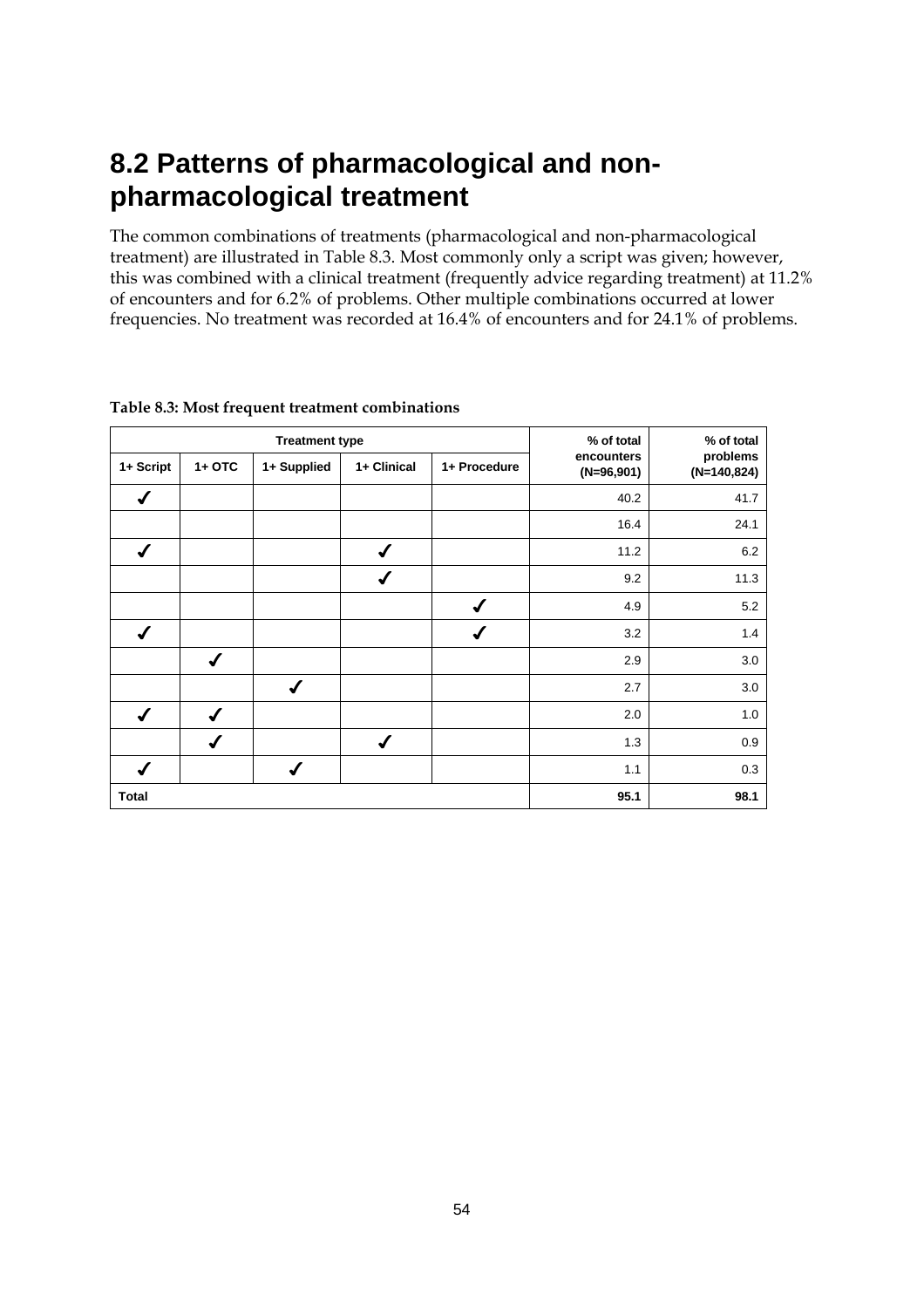## 8.2 Patterns of pharmacological and non-pharmacological treatment

The common combinations of treatments (pharmacological and non-pharmacological treatment) are illustrated in Table 8.3. Most commonly only a script was given; however, this was combined with a clinical treatment (frequently advice regarding treatment) at 11.2% of encounters and for 6.2% of problems. Other multiple combinations occurred at lower frequencies. No treatment was recorded at 16.4% of encounters and for 24.1% of problems.

**Table 8.3: Most frequent treatment combinations**

| Treatment type | | | | | % of total encounters (N=96,901) | % of total problems (N=140,824) |
|---|---|---|---|---|---|---|
| 1+ Script | 1+ OTC | 1+ Supplied | 1+ Clinical | 1+ Procedure | | |
| ✓ | | | | | 40.2 | 41.7 |
| | | | | | 16.4 | 24.1 |
| ✓ | | | ✓ | | 11.2 | 6.2 |
| | | | ✓ | | 9.2 | 11.3 |
| | | | | ✓ | 4.9 | 5.2 |
| ✓ | | | | ✓ | 3.2 | 1.4 |
| | ✓ | | | | 2.9 | 3.0 |
| | | ✓ | | | 2.7 | 3.0 |
| ✓ | ✓ | | | | 2.0 | 1.0 |
| | ✓ | | ✓ | | 1.3 | 0.9 |
| ✓ | | ✓ | | | 1.1 | 0.3 |
| **Total** | | | | | **95.1** | **98.1** |